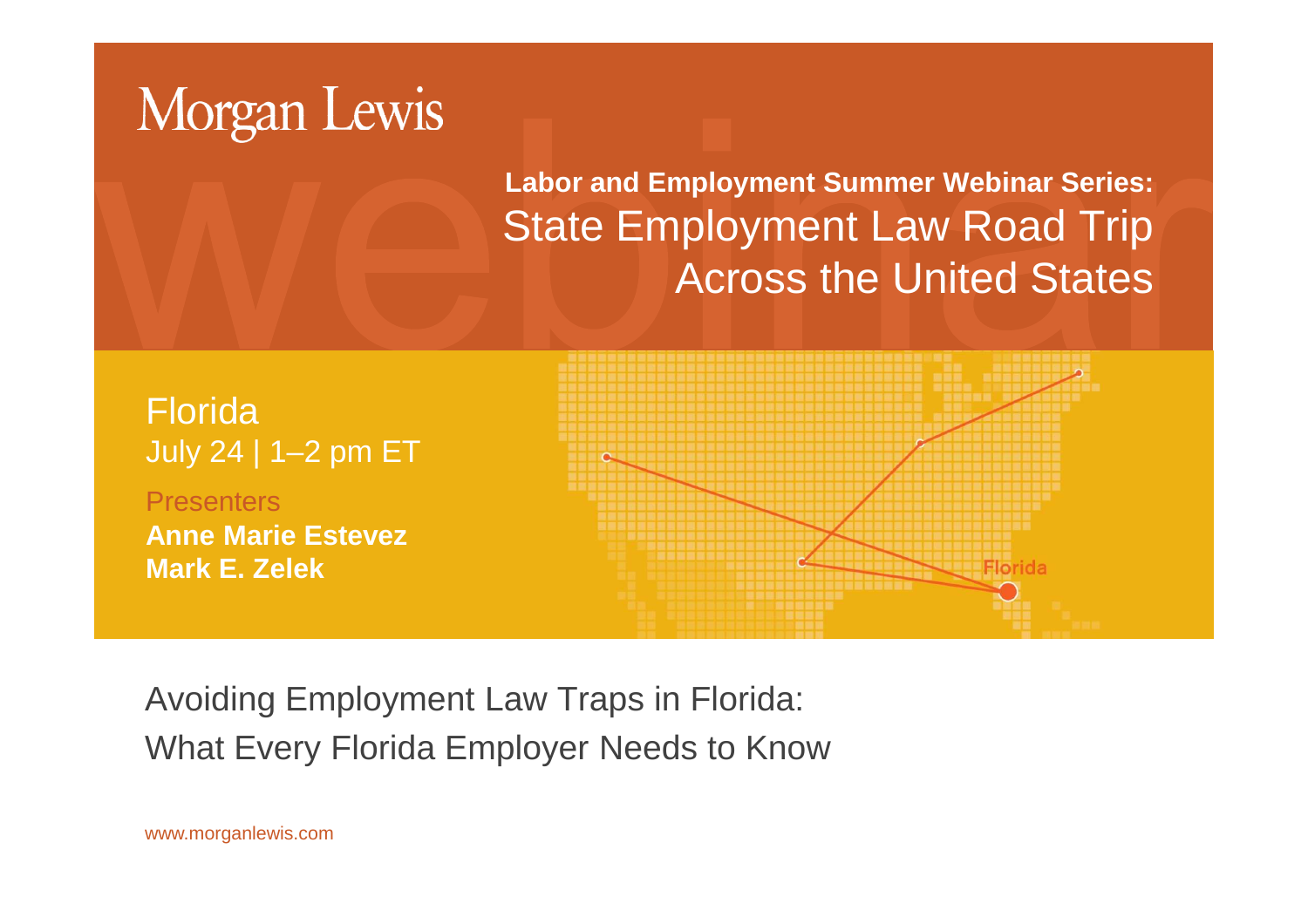Morgan Lewis

**Labor and Employment Summer Webinar Series:**

# State Employment Law Road Trip Across the United States

Florida
July 24 | 1–2 pm ET

Presenters
**Anne Marie Estevez**
**Mark E. Zelek**

Avoiding Employment Law Traps in Florida:
What Every Florida Employer Needs to Know

www.morganlewis.com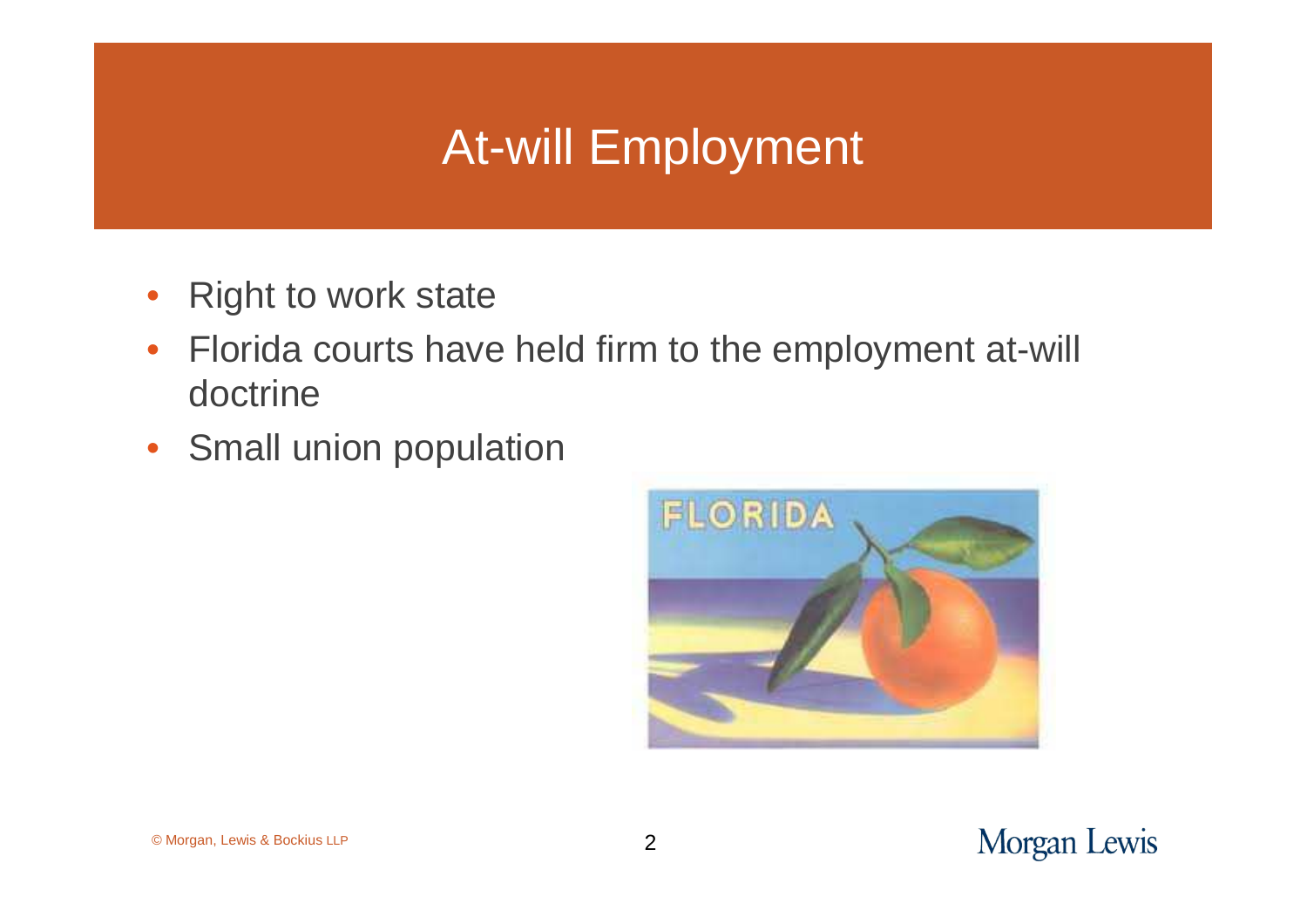# At-will Employment

- Right to work state
- Florida courts have held firm to the employment at-will doctrine
- Small union population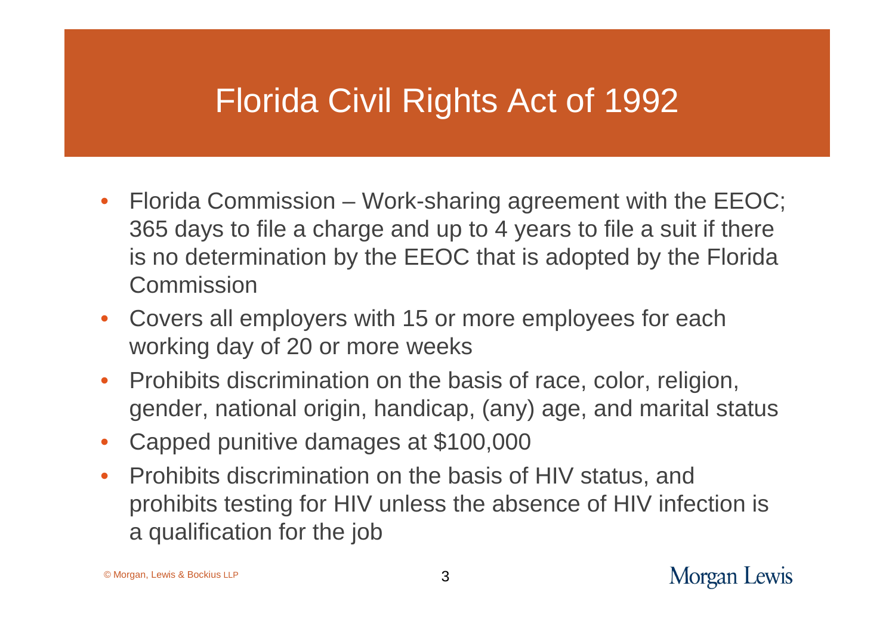# Florida Civil Rights Act of 1992

- Florida Commission – Work-sharing agreement with the EEOC; 365 days to file a charge and up to 4 years to file a suit if there is no determination by the EEOC that is adopted by the Florida Commission
- Covers all employers with 15 or more employees for each working day of 20 or more weeks
- Prohibits discrimination on the basis of race, color, religion, gender, national origin, handicap, (any) age, and marital status
- Capped punitive damages at $100,000
- Prohibits discrimination on the basis of HIV status, and prohibits testing for HIV unless the absence of HIV infection is a qualification for the job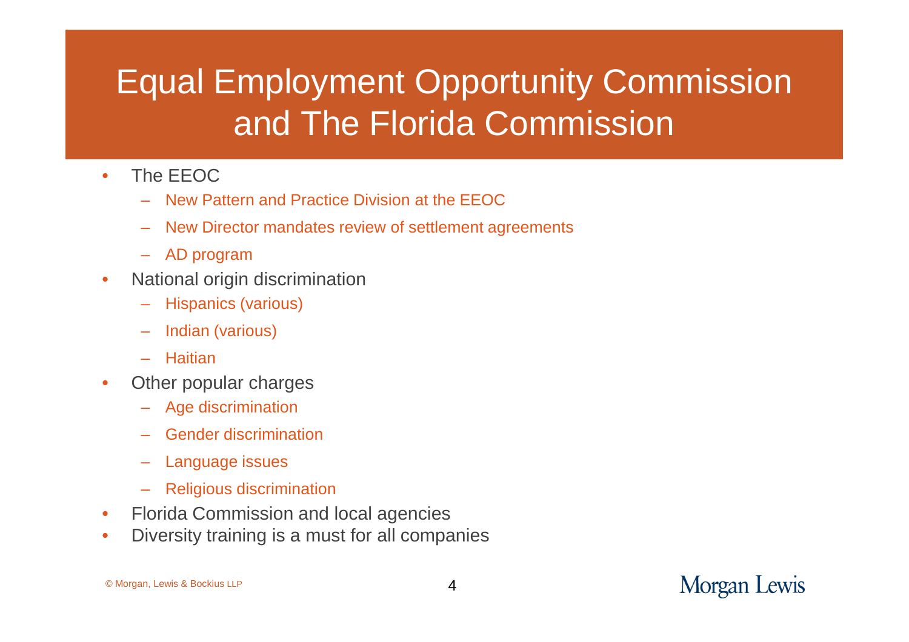# Equal Employment Opportunity Commission and The Florida Commission

- The EEOC
  - New Pattern and Practice Division at the EEOC
  - New Director mandates review of settlement agreements
  - AD program
- National origin discrimination
  - Hispanics (various)
  - Indian (various)
  - Haitian
- Other popular charges
  - Age discrimination
  - Gender discrimination
  - Language issues
  - Religious discrimination
- Florida Commission and local agencies
- Diversity training is a must for all companies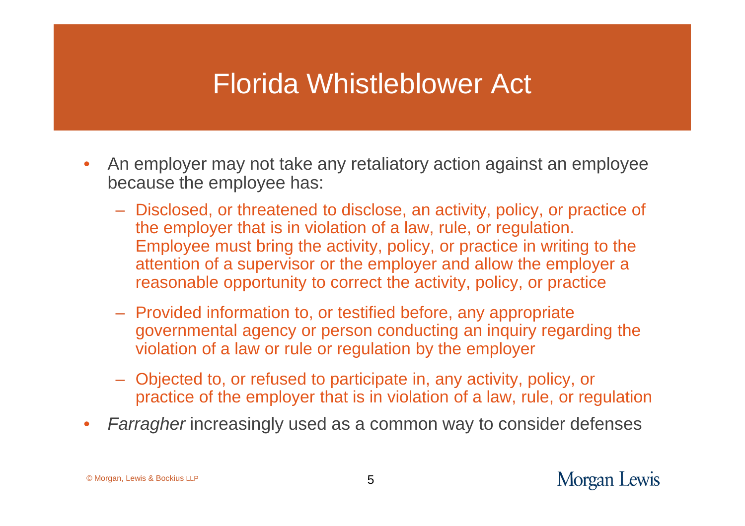# Florida Whistleblower Act

- An employer may not take any retaliatory action against an employee because the employee has:
  - Disclosed, or threatened to disclose, an activity, policy, or practice of the employer that is in violation of a law, rule, or regulation. Employee must bring the activity, policy, or practice in writing to the attention of a supervisor or the employer and allow the employer a reasonable opportunity to correct the activity, policy, or practice
  - Provided information to, or testified before, any appropriate governmental agency or person conducting an inquiry regarding the violation of a law or rule or regulation by the employer
  - Objected to, or refused to participate in, any activity, policy, or practice of the employer that is in violation of a law, rule, or regulation
- *Farragher* increasingly used as a common way to consider defenses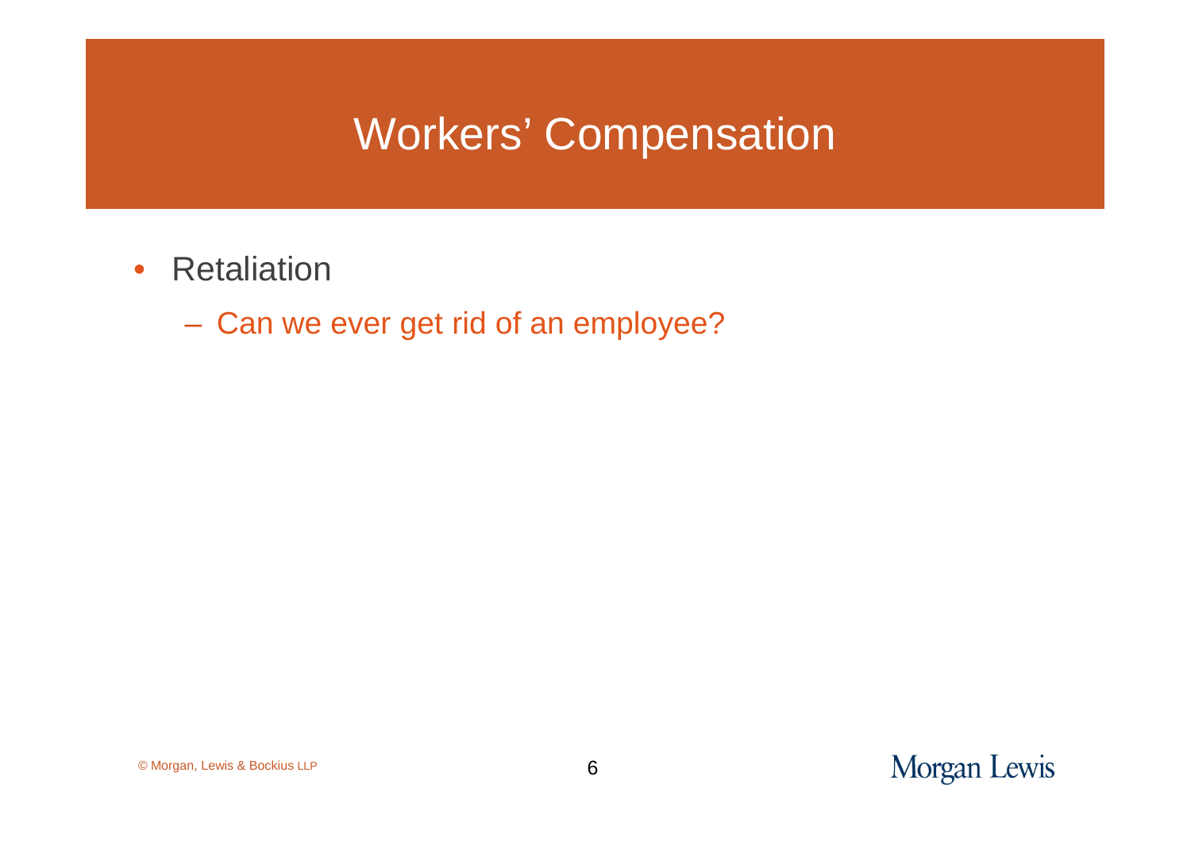# Workers' Compensation

- Retaliation
  - Can we ever get rid of an employee?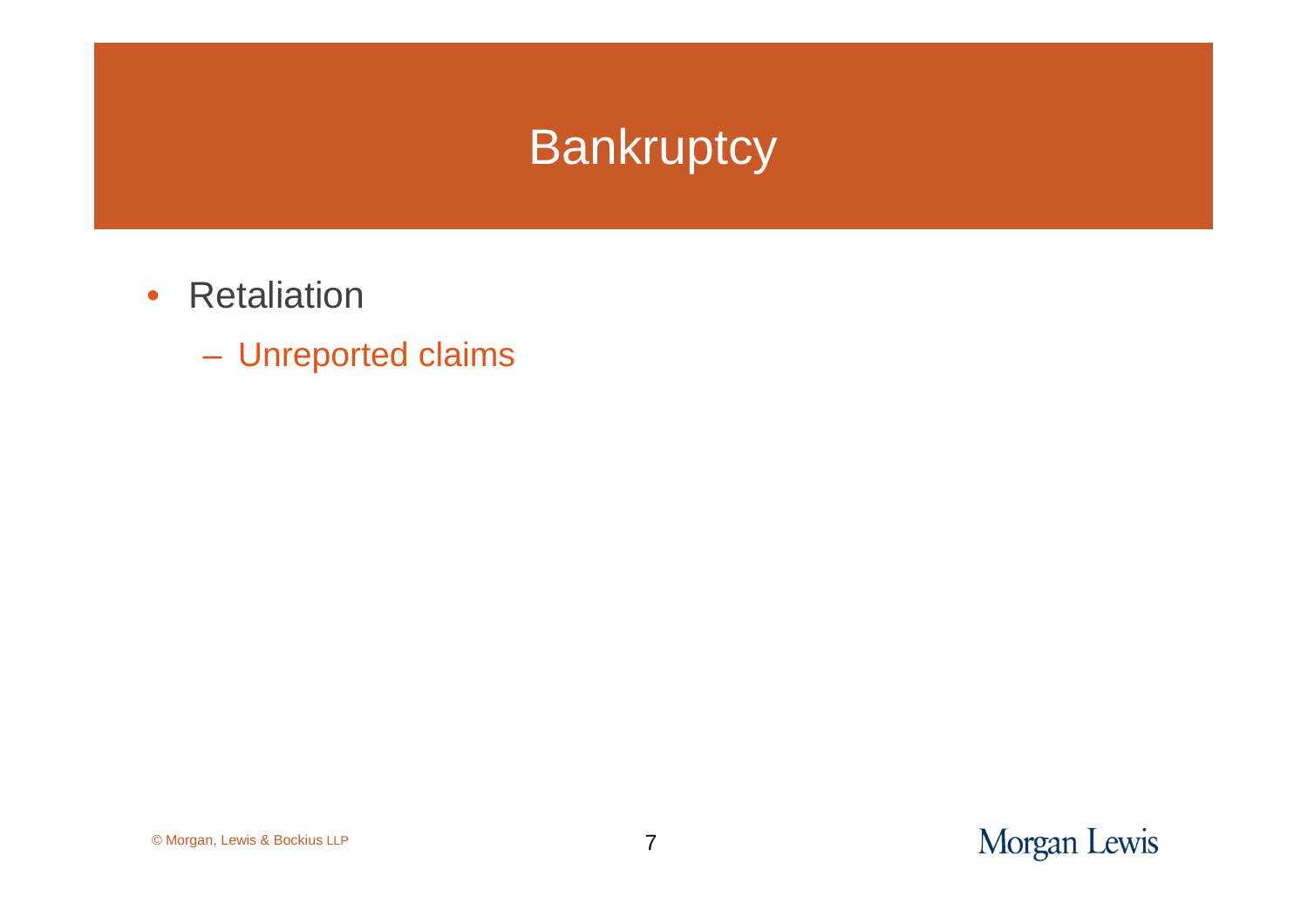# Bankruptcy

- Retaliation
  - Unreported claims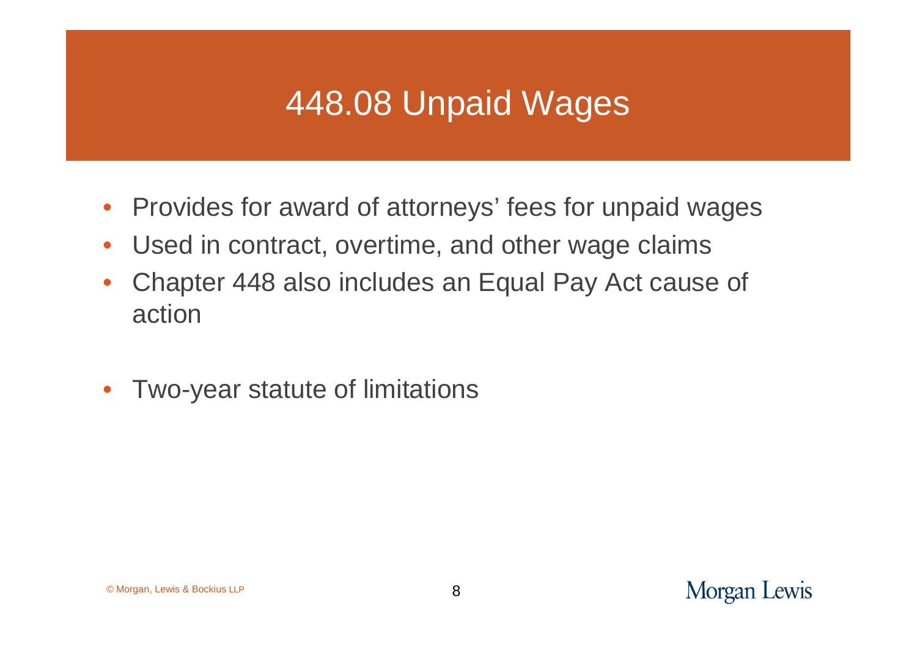# 448.08 Unpaid Wages

- Provides for award of attorneys' fees for unpaid wages
- Used in contract, overtime, and other wage claims
- Chapter 448 also includes an Equal Pay Act cause of action
- Two-year statute of limitations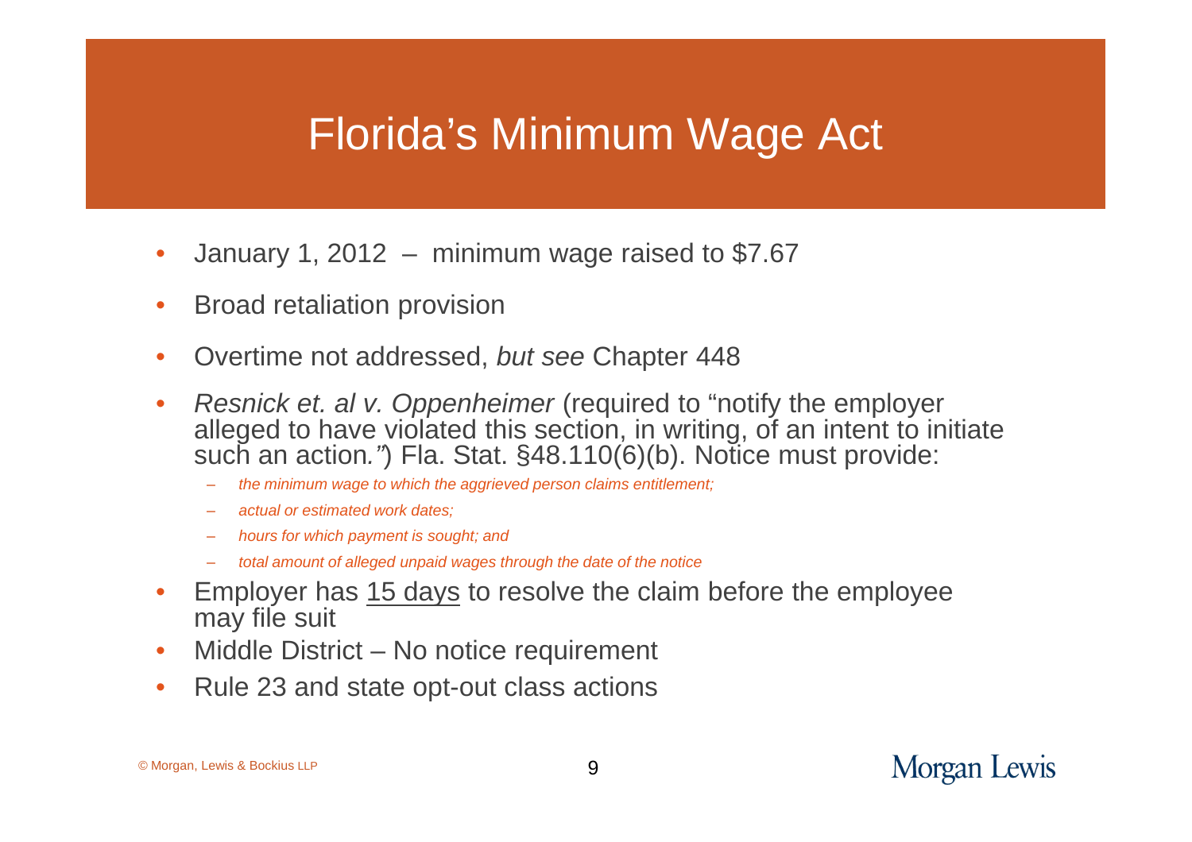# Florida's Minimum Wage Act

- January 1, 2012 – minimum wage raised to $7.67
- Broad retaliation provision
- Overtime not addressed, *but see* Chapter 448
- *Resnick et. al v. Oppenheimer* (required to "notify the employer alleged to have violated this section, in writing, of an intent to initiate such an action*."*) Fla. Stat. §48.110(6)(b). Notice must provide:
  - *the minimum wage to which the aggrieved person claims entitlement;*
  - *actual or estimated work dates;*
  - *hours for which payment is sought; and*
  - *total amount of alleged unpaid wages through the date of the notice*
- Employer has <u>15 days</u> to resolve the claim before the employee may file suit
- Middle District – No notice requirement
- Rule 23 and state opt-out class actions

© Morgan, Lewis & Bockius LLP

Morgan Lewis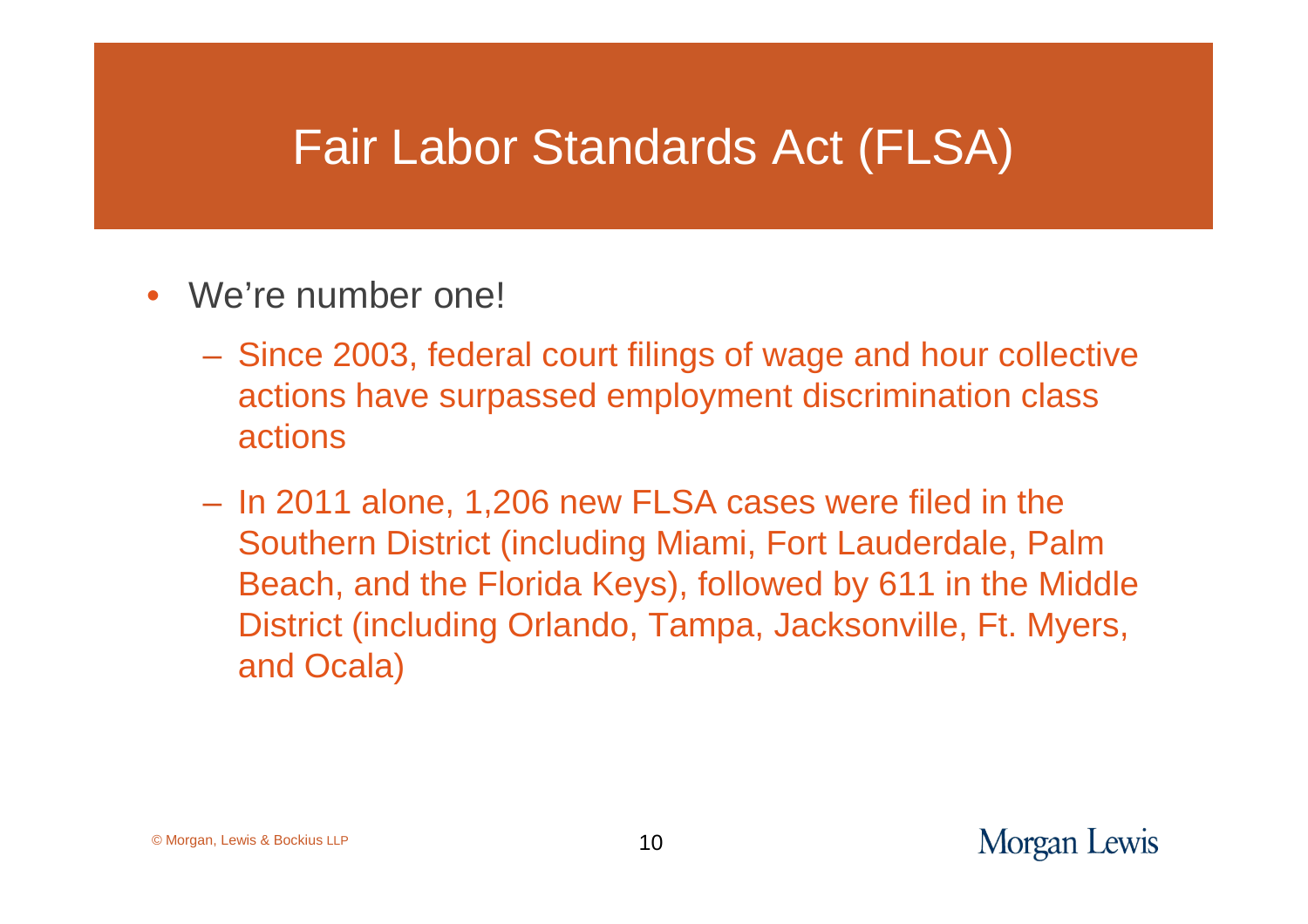# Fair Labor Standards Act (FLSA)

- We're number one!
  - Since 2003, federal court filings of wage and hour collective actions have surpassed employment discrimination class actions
  - In 2011 alone, 1,206 new FLSA cases were filed in the Southern District (including Miami, Fort Lauderdale, Palm Beach, and the Florida Keys), followed by 611 in the Middle District (including Orlando, Tampa, Jacksonville, Ft. Myers, and Ocala)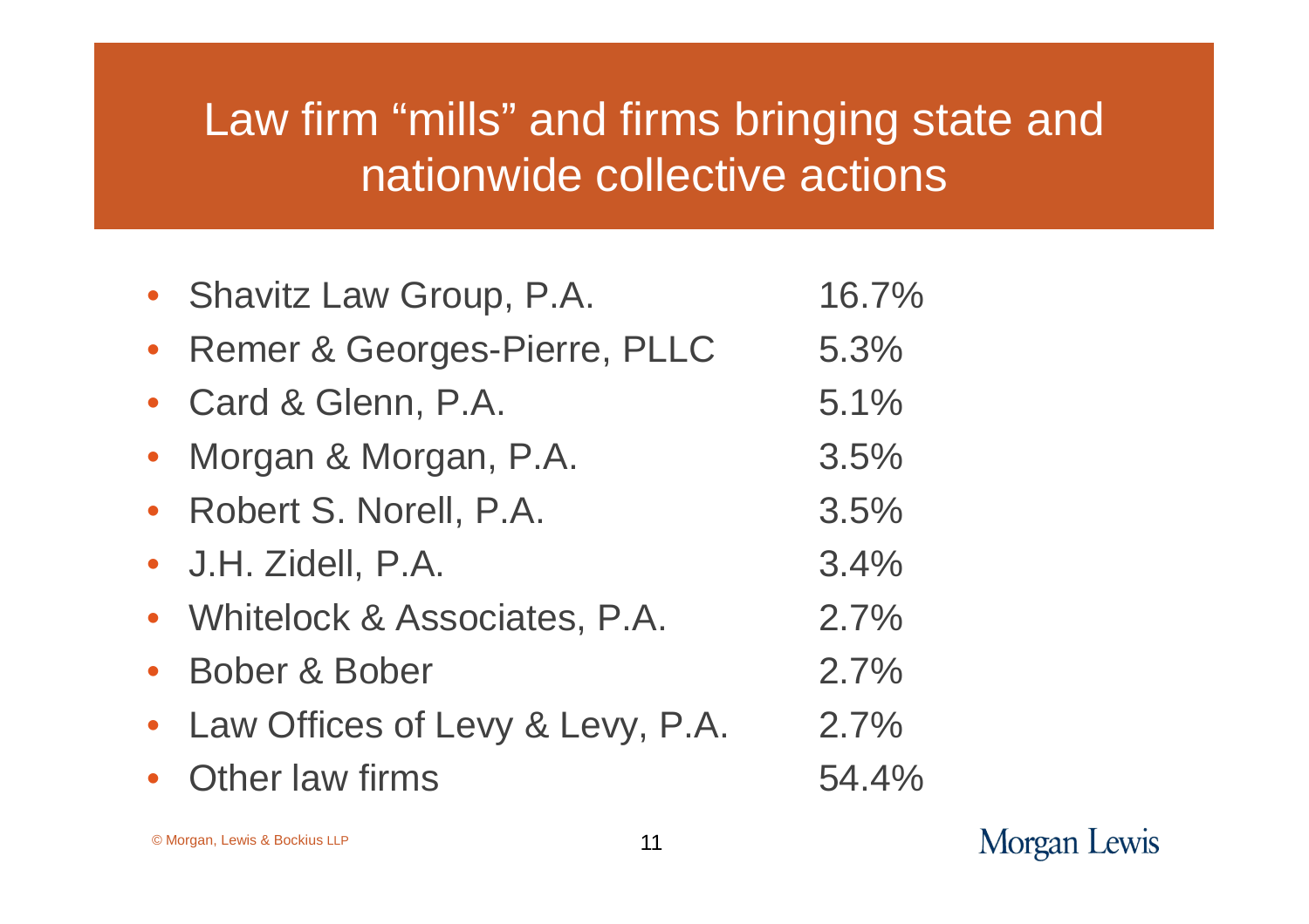# Law firm "mills" and firms bringing state and nationwide collective actions

| Law Firm | Percentage |
| --- | --- |
| Shavitz Law Group, P.A. | 16.7% |
| Remer & Georges-Pierre, PLLC | 5.3% |
| Card & Glenn, P.A. | 5.1% |
| Morgan & Morgan, P.A. | 3.5% |
| Robert S. Norell, P.A. | 3.5% |
| J.H. Zidell, P.A. | 3.4% |
| Whitelock & Associates, P.A. | 2.7% |
| Bober & Bober | 2.7% |
| Law Offices of Levy & Levy, P.A. | 2.7% |
| Other law firms | 54.4% |

© Morgan, Lewis & Bockius LLP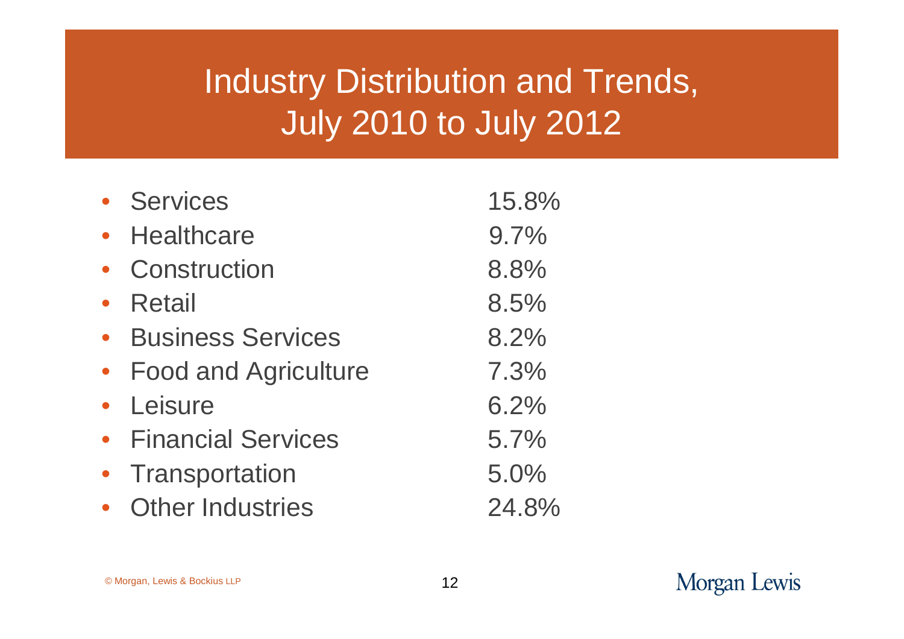# Industry Distribution and Trends, July 2010 to July 2012

- Services 15.8%
- Healthcare 9.7%
- Construction 8.8%
- Retail 8.5%
- Business Services 8.2%
- Food and Agriculture 7.3%
- Leisure 6.2%
- Financial Services 5.7%
- Transportation 5.0%
- Other Industries 24.8%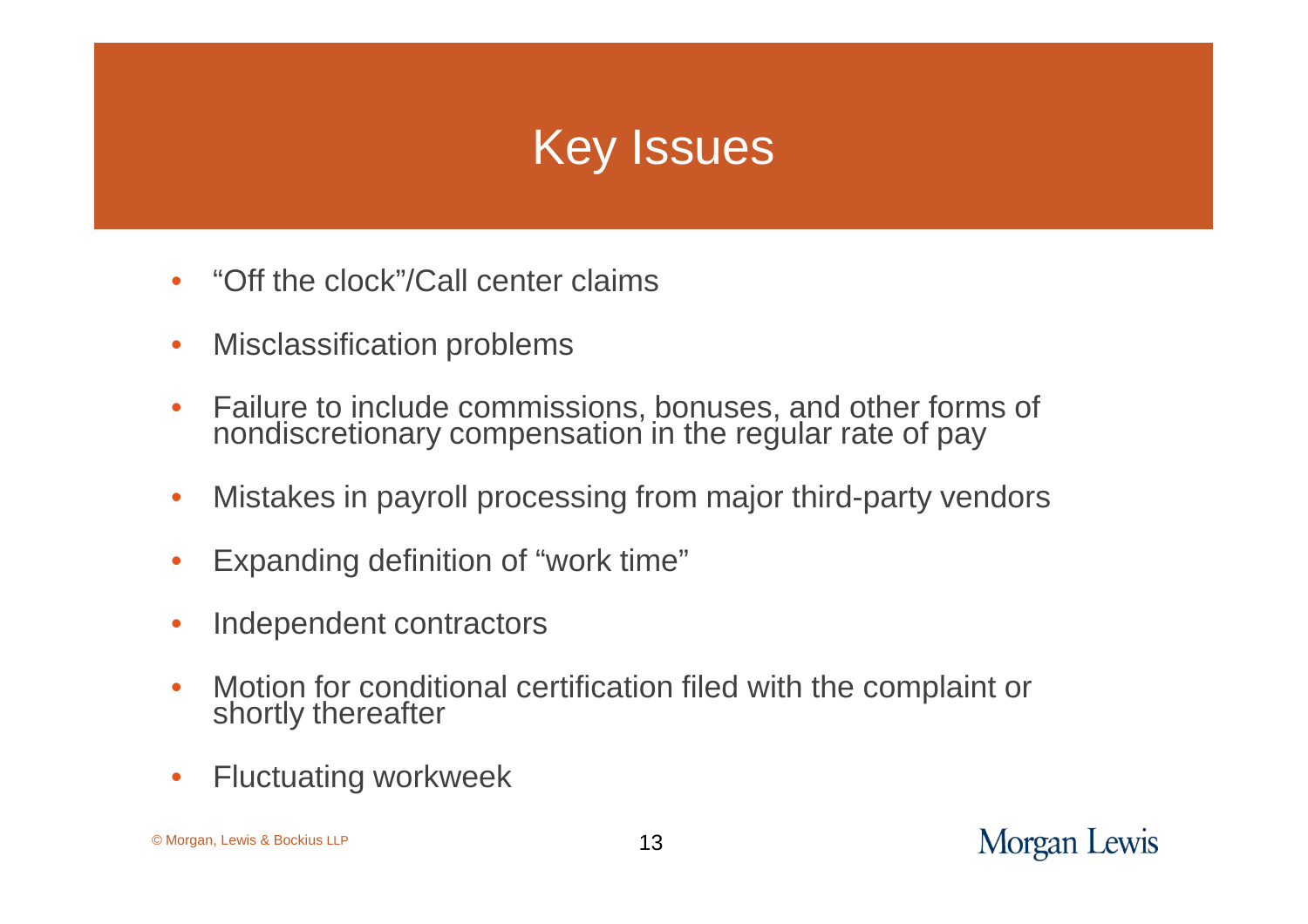# Key Issues

- "Off the clock"/Call center claims
- Misclassification problems
- Failure to include commissions, bonuses, and other forms of nondiscretionary compensation in the regular rate of pay
- Mistakes in payroll processing from major third-party vendors
- Expanding definition of "work time"
- Independent contractors
- Motion for conditional certification filed with the complaint or shortly thereafter
- Fluctuating workweek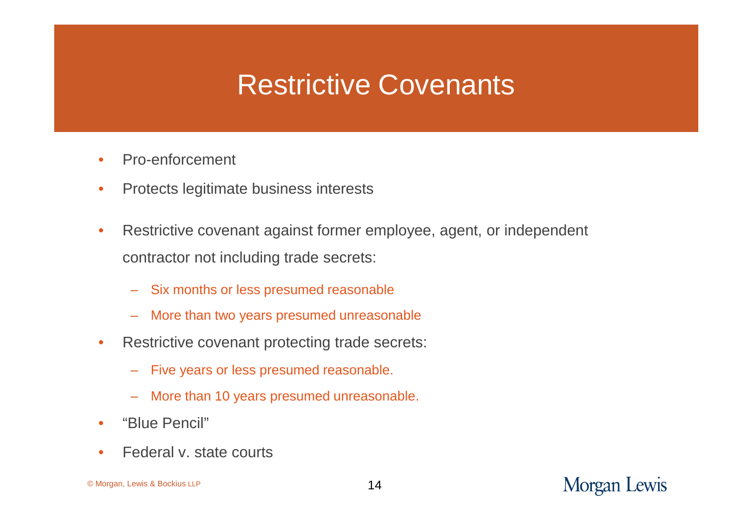# Restrictive Covenants

- Pro-enforcement
- Protects legitimate business interests
- Restrictive covenant against former employee, agent, or independent contractor not including trade secrets:
  - Six months or less presumed reasonable
  - More than two years presumed unreasonable
- Restrictive covenant protecting trade secrets:
  - Five years or less presumed reasonable.
  - More than 10 years presumed unreasonable.
- "Blue Pencil"
- Federal v. state courts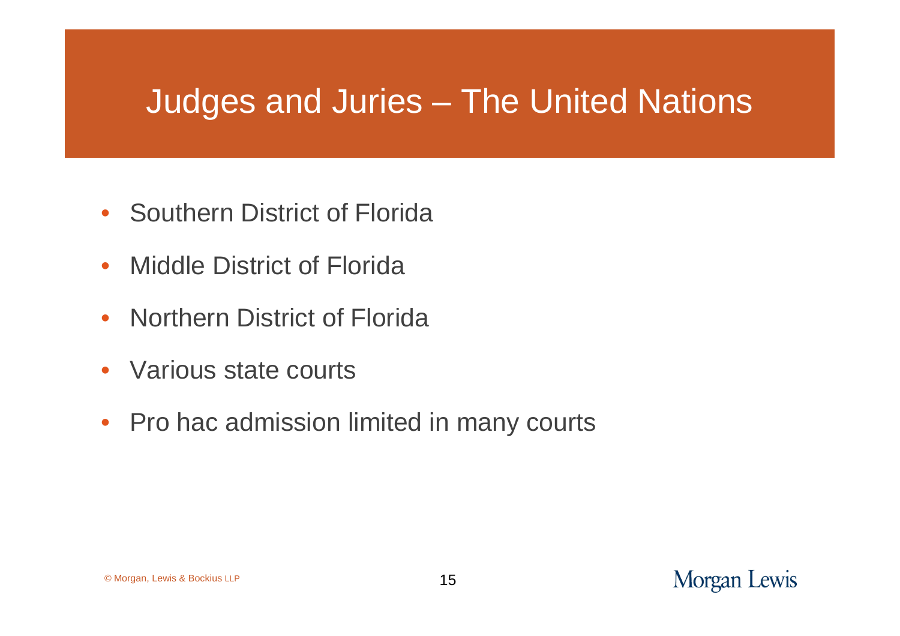# Judges and Juries – The United Nations

- Southern District of Florida
- Middle District of Florida
- Northern District of Florida
- Various state courts
- Pro hac admission limited in many courts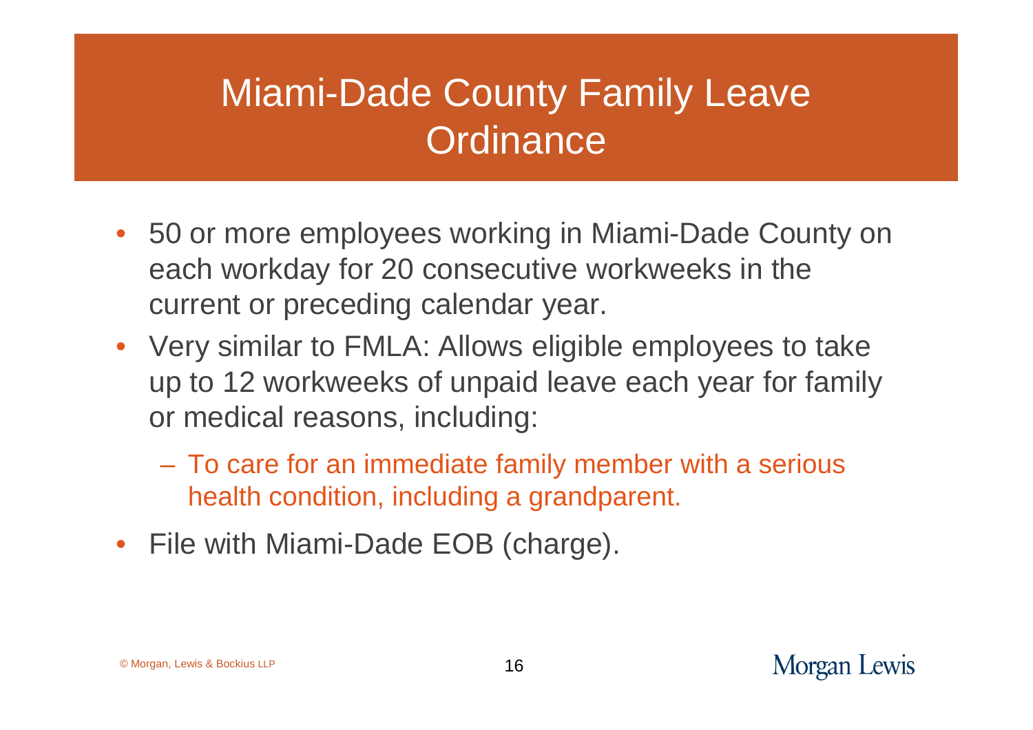# Miami-Dade County Family Leave Ordinance

- 50 or more employees working in Miami-Dade County on each workday for 20 consecutive workweeks in the current or preceding calendar year.
- Very similar to FMLA: Allows eligible employees to take up to 12 workweeks of unpaid leave each year for family or medical reasons, including:
  - To care for an immediate family member with a serious health condition, including a grandparent.
- File with Miami-Dade EOB (charge).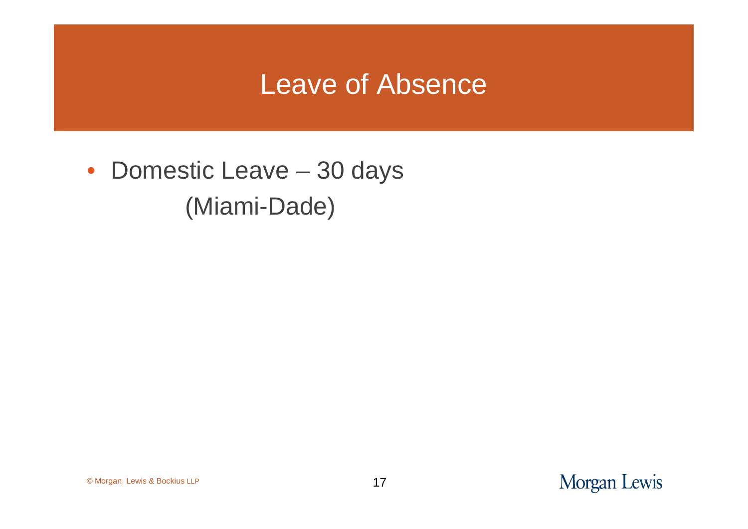# Leave of Absence

- Domestic Leave – 30 days
  (Miami-Dade)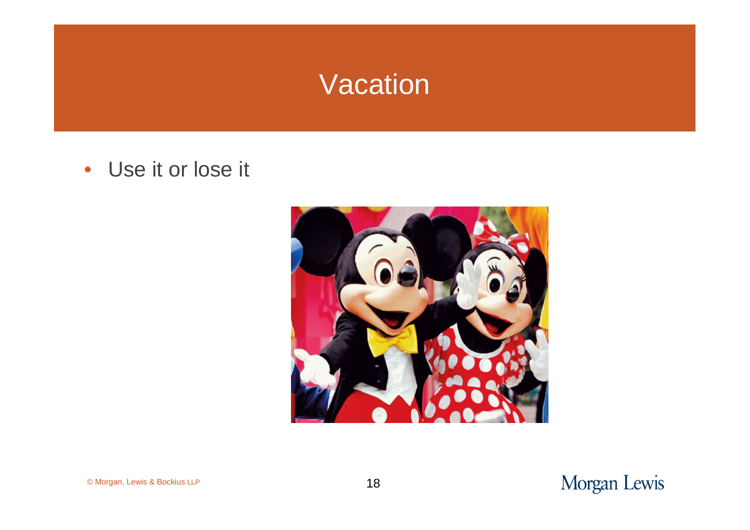# Vacation

- Use it or lose it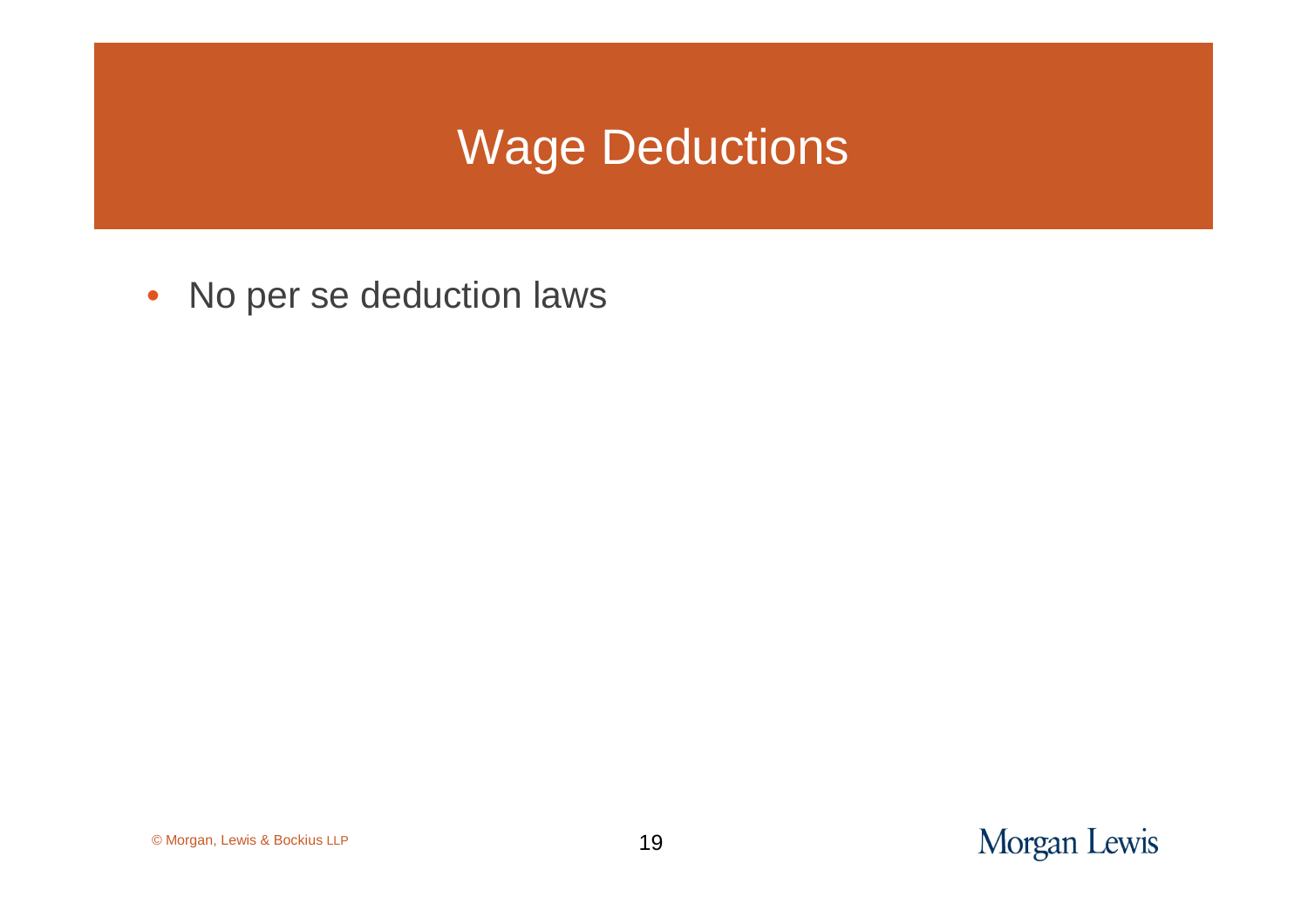# Wage Deductions

- No per se deduction laws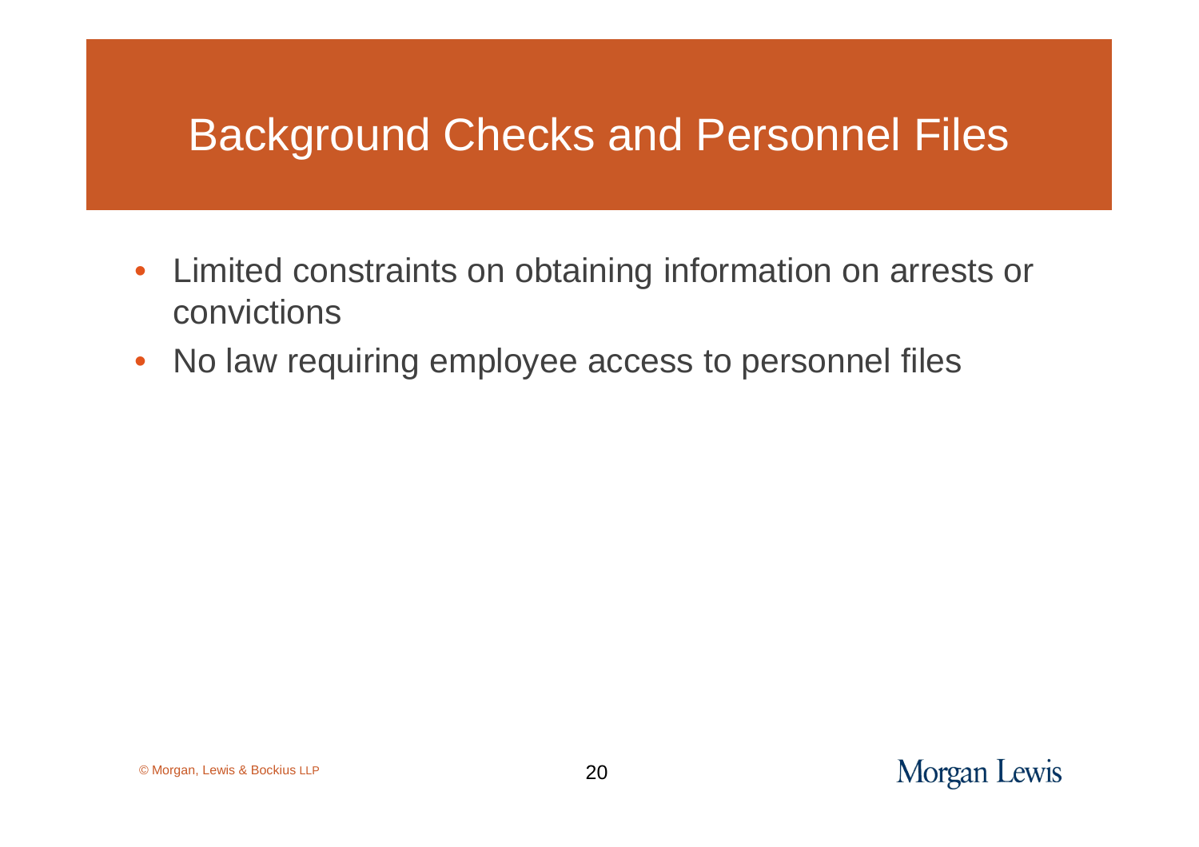# Background Checks and Personnel Files

- Limited constraints on obtaining information on arrests or convictions
- No law requiring employee access to personnel files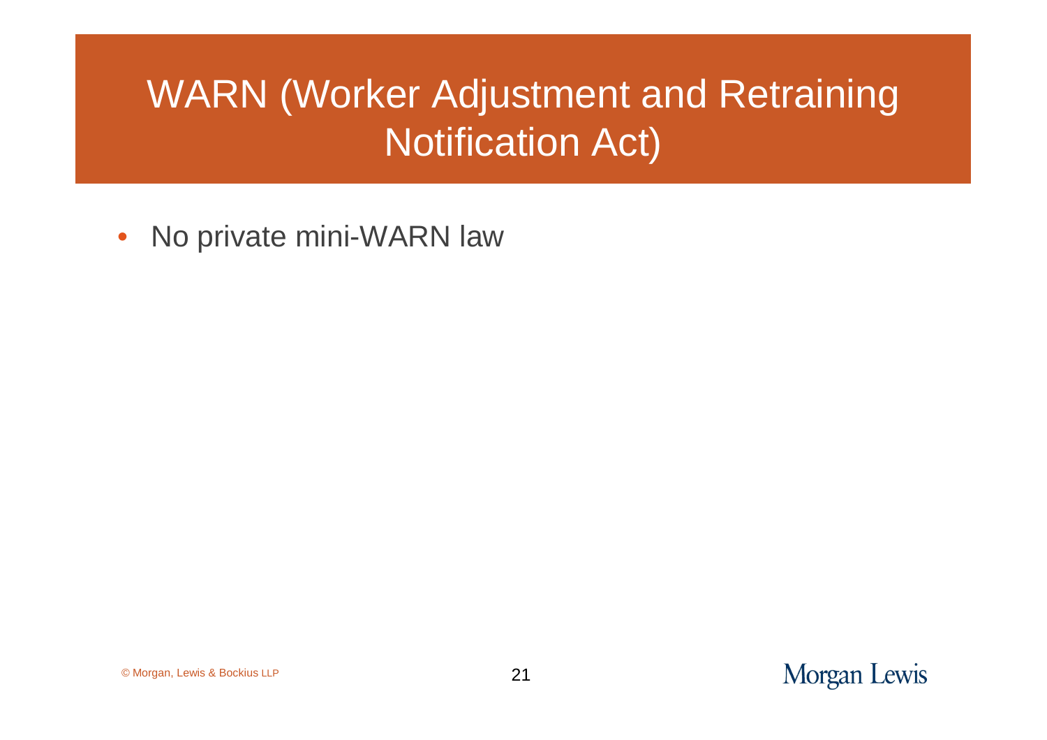# WARN (Worker Adjustment and Retraining Notification Act)

- No private mini-WARN law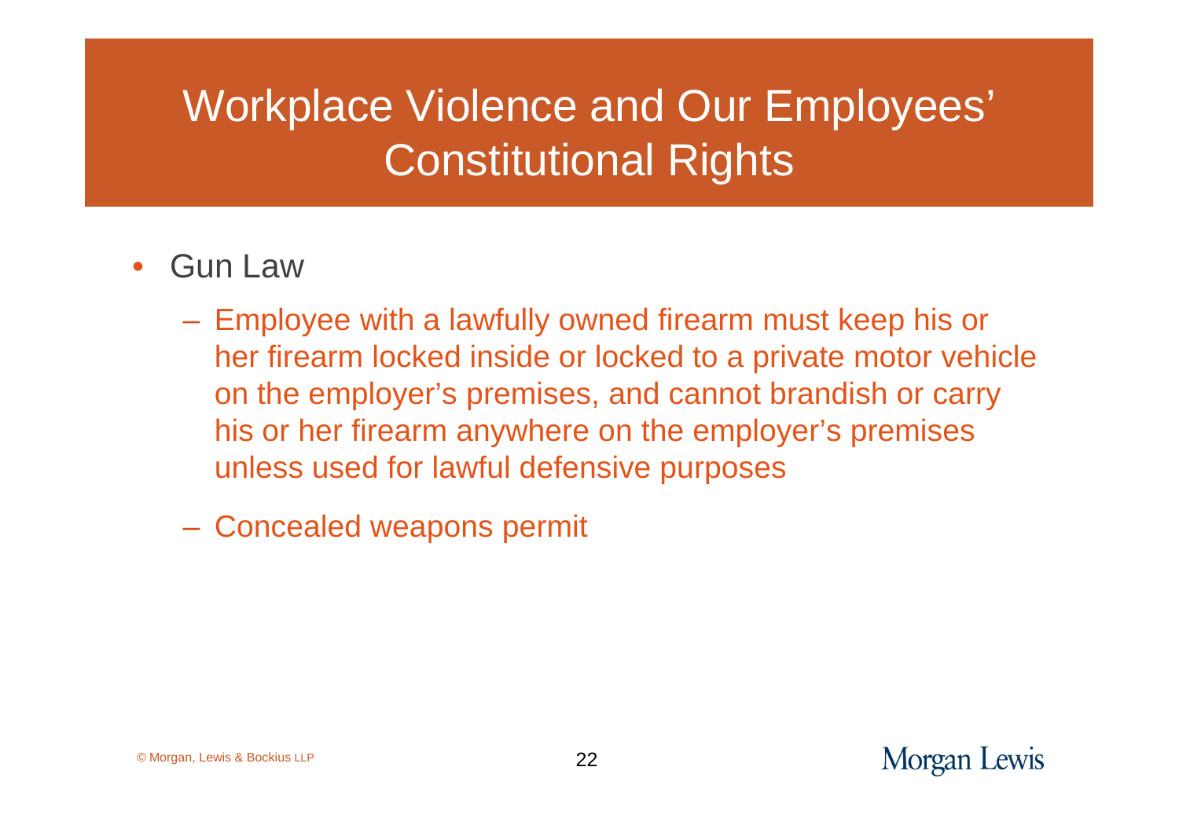# Workplace Violence and Our Employees' Constitutional Rights

- Gun Law
  - Employee with a lawfully owned firearm must keep his or her firearm locked inside or locked to a private motor vehicle on the employer's premises, and cannot brandish or carry his or her firearm anywhere on the employer's premises unless used for lawful defensive purposes
  - Concealed weapons permit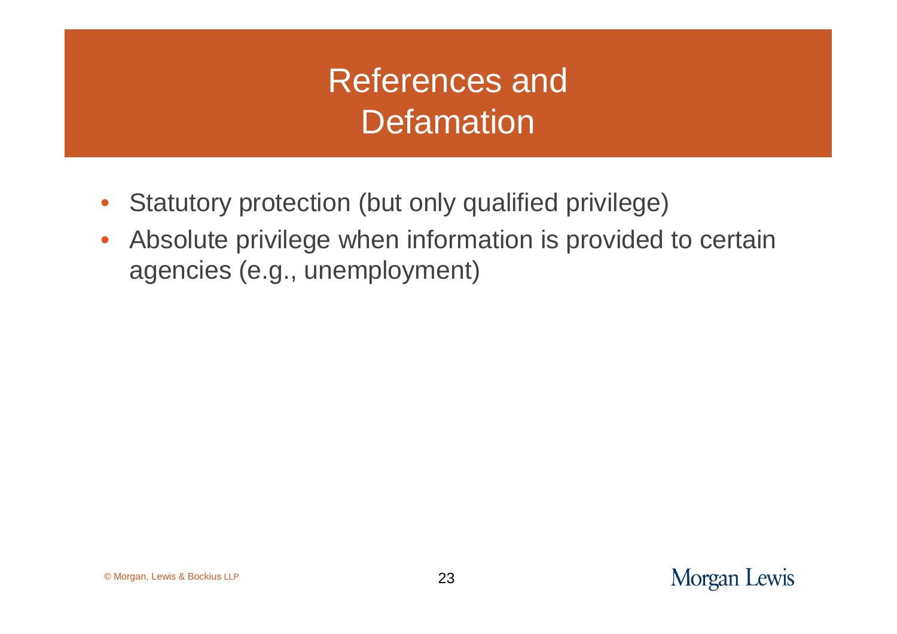# References and Defamation

- Statutory protection (but only qualified privilege)
- Absolute privilege when information is provided to certain agencies (e.g., unemployment)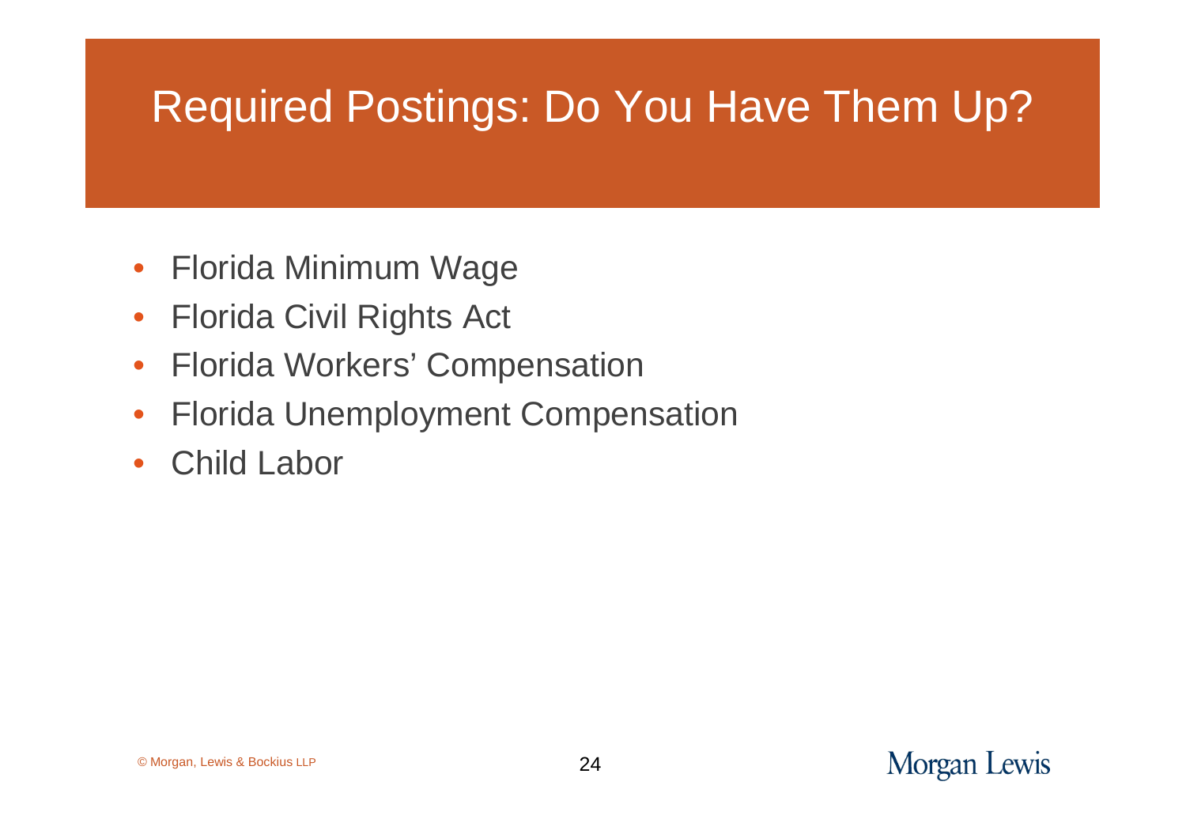# Required Postings: Do You Have Them Up?

- Florida Minimum Wage
- Florida Civil Rights Act
- Florida Workers' Compensation
- Florida Unemployment Compensation
- Child Labor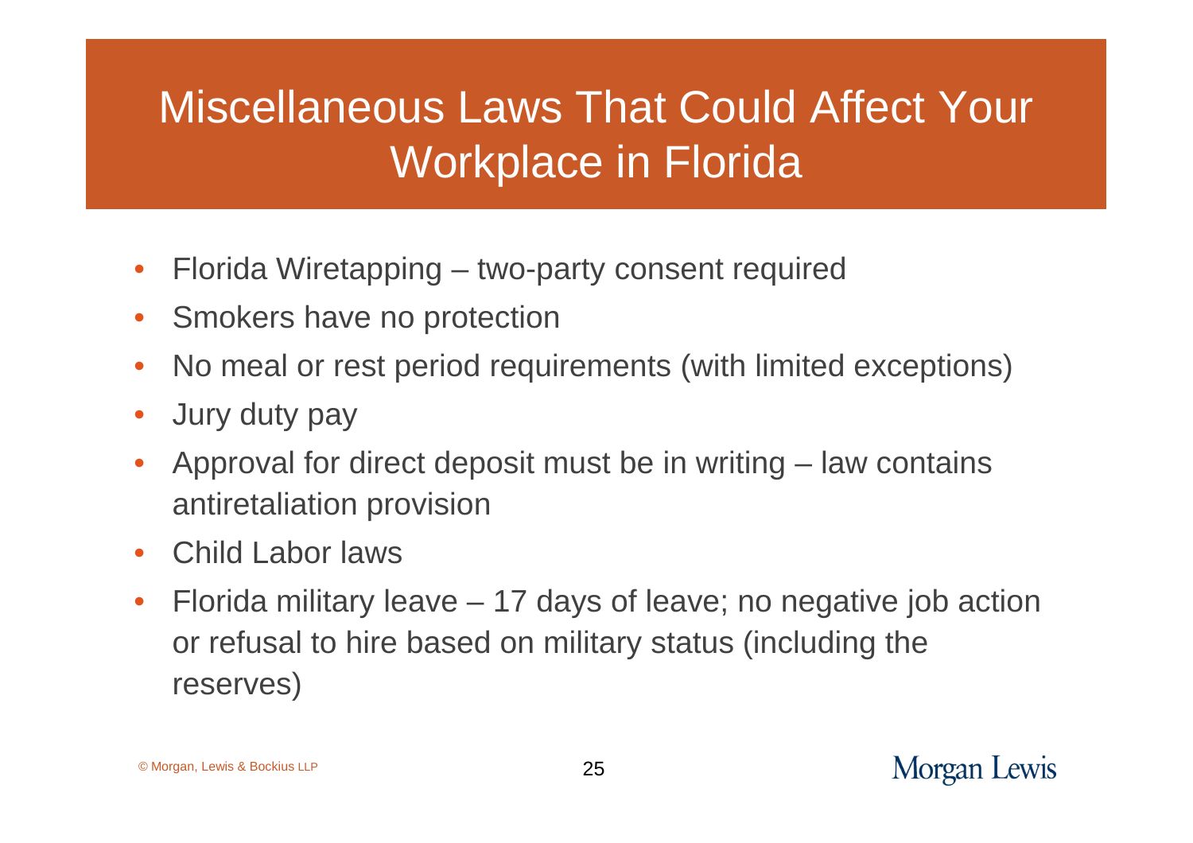# Miscellaneous Laws That Could Affect Your Workplace in Florida

- Florida Wiretapping – two-party consent required
- Smokers have no protection
- No meal or rest period requirements (with limited exceptions)
- Jury duty pay
- Approval for direct deposit must be in writing – law contains antiretaliation provision
- Child Labor laws
- Florida military leave – 17 days of leave; no negative job action or refusal to hire based on military status (including the reserves)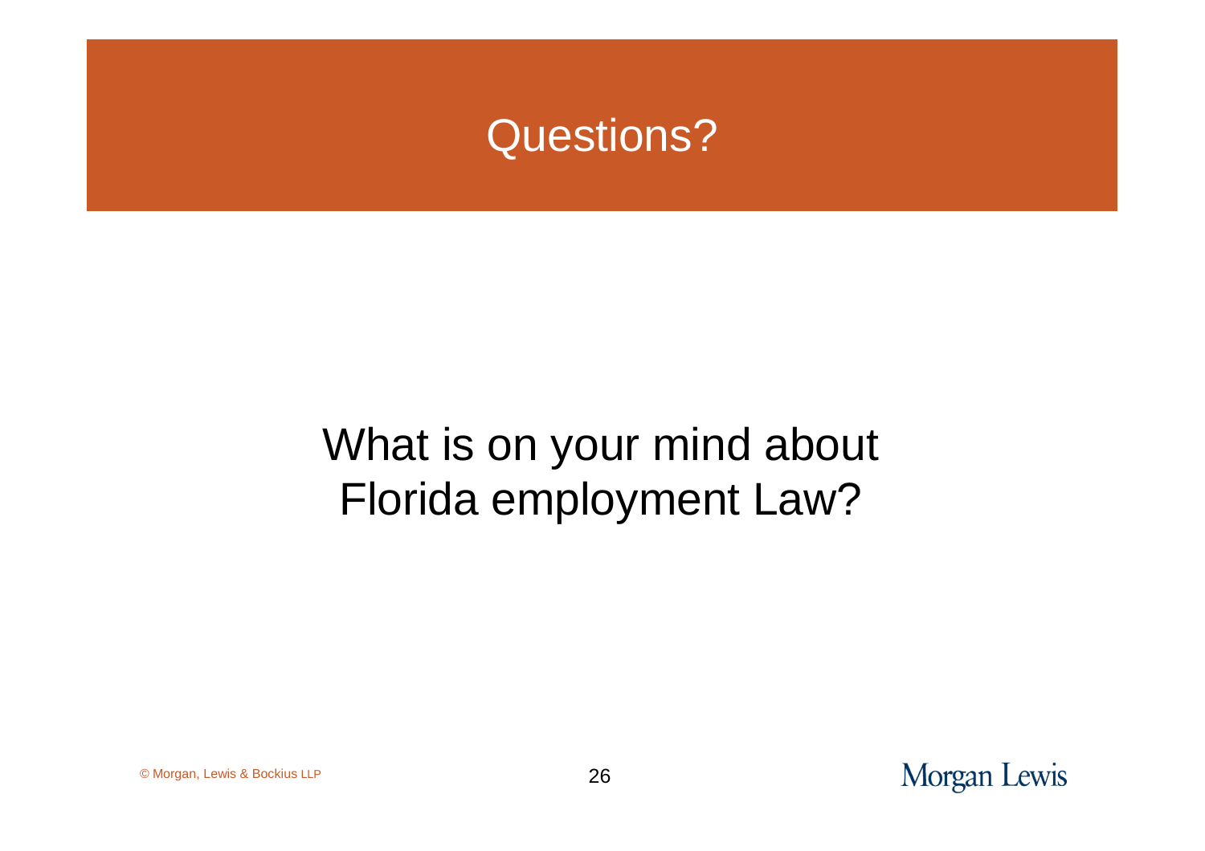# Questions?

What is on your mind about Florida employment Law?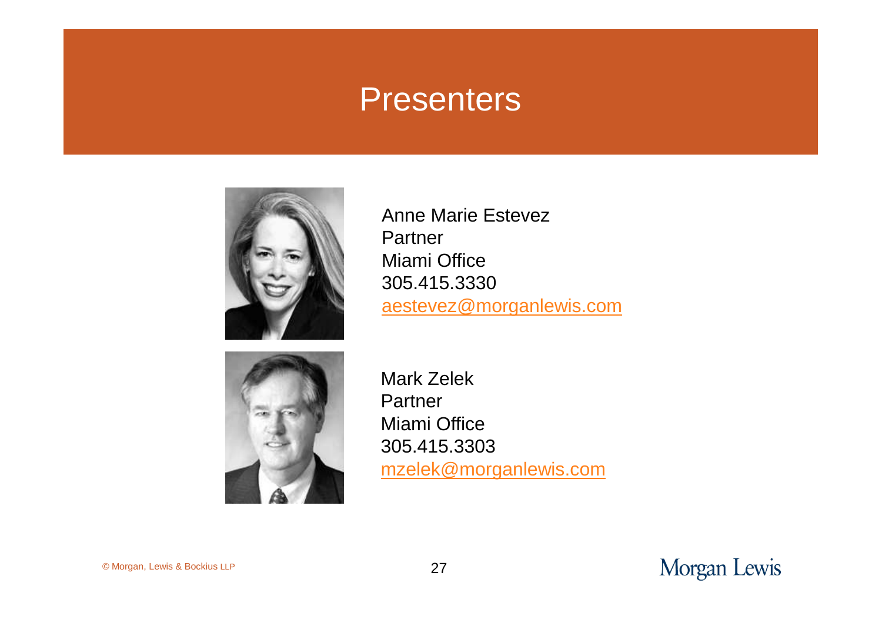# Presenters

Anne Marie Estevez
Partner
Miami Office
305.415.3330
aestevez@morganlewis.com

Mark Zelek
Partner
Miami Office
305.415.3303
mzelek@morganlewis.com

© Morgan, Lewis & Bockius LLP

Morgan Lewis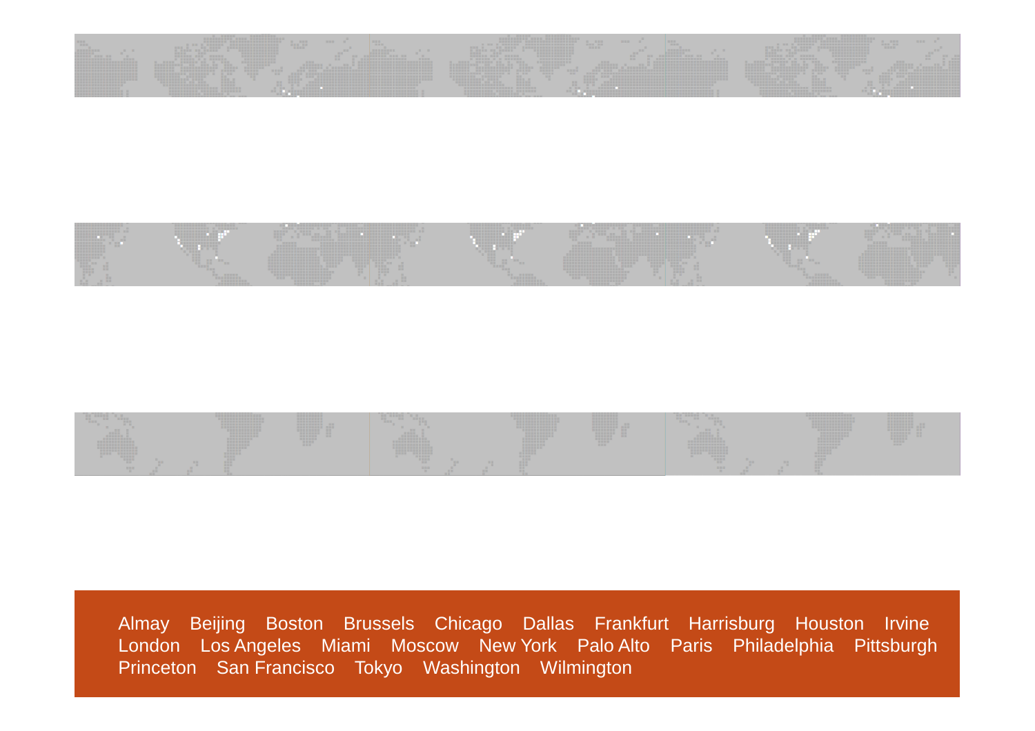Almay Beijing Boston Brussels Chicago Dallas Frankfurt Harrisburg Houston Irvine London Los Angeles Miami Moscow New York Palo Alto Paris Philadelphia Pittsburgh Princeton San Francisco Tokyo Washington Wilmington